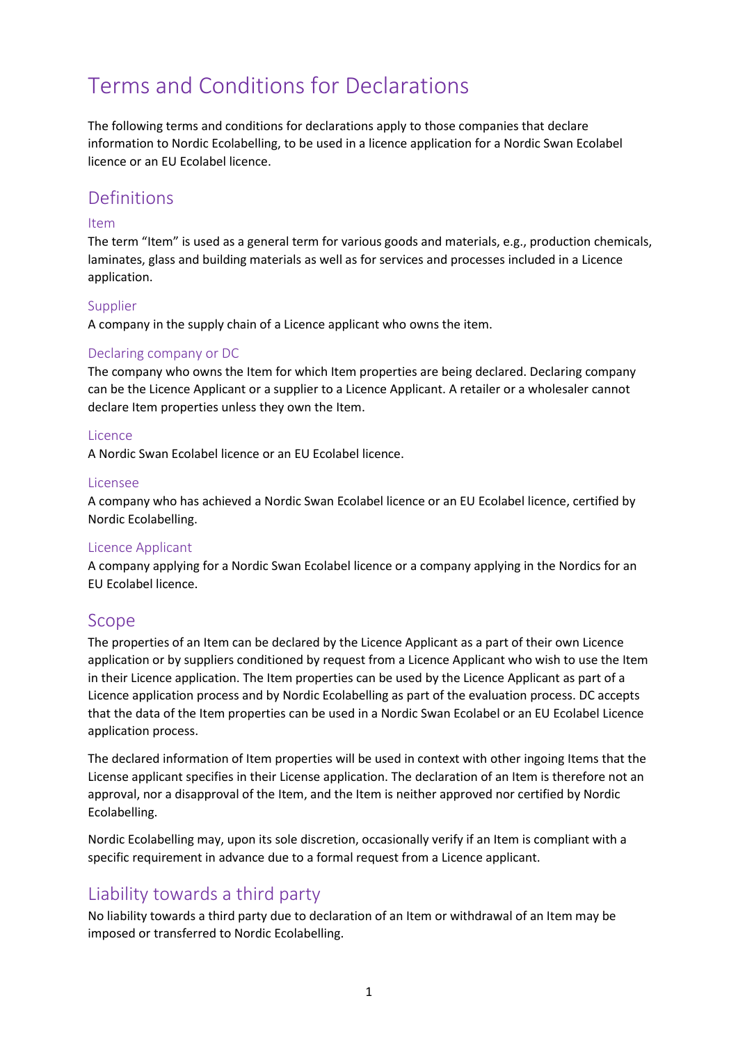# Terms and Conditions for Declarations

The following terms and conditions for declarations apply to those companies that declare information to Nordic Ecolabelling, to be used in a licence application for a Nordic Swan Ecolabel licence or an EU Ecolabel licence.

## Definitions

### Item

The term "Item" is used as a general term for various goods and materials, e.g., production chemicals, laminates, glass and building materials as well as for services and processes included in a Licence application.

### Supplier

A company in the supply chain of a Licence applicant who owns the item.

### Declaring company or DC

The company who owns the Item for which Item properties are being declared. Declaring company can be the Licence Applicant or a supplier to a Licence Applicant. A retailer or a wholesaler cannot declare Item properties unless they own the Item.

### Licence

A Nordic Swan Ecolabel licence or an EU Ecolabel licence.

### Licensee

A company who has achieved a Nordic Swan Ecolabel licence or an EU Ecolabel licence, certified by Nordic Ecolabelling.

### Licence Applicant

A company applying for a Nordic Swan Ecolabel licence or a company applying in the Nordics for an EU Ecolabel licence.

## Scope

The properties of an Item can be declared by the Licence Applicant as a part of their own Licence application or by suppliers conditioned by request from a Licence Applicant who wish to use the Item in their Licence application. The Item properties can be used by the Licence Applicant as part of a Licence application process and by Nordic Ecolabelling as part of the evaluation process. DC accepts that the data of the Item properties can be used in a Nordic Swan Ecolabel or an EU Ecolabel Licence application process.

The declared information of Item properties will be used in context with other ingoing Items that the License applicant specifies in their License application. The declaration of an Item is therefore not an approval, nor a disapproval of the Item, and the Item is neither approved nor certified by Nordic Ecolabelling.

Nordic Ecolabelling may, upon its sole discretion, occasionally verify if an Item is compliant with a specific requirement in advance due to a formal request from a Licence applicant.

## Liability towards a third party

No liability towards a third party due to declaration of an Item or withdrawal of an Item may be imposed or transferred to Nordic Ecolabelling.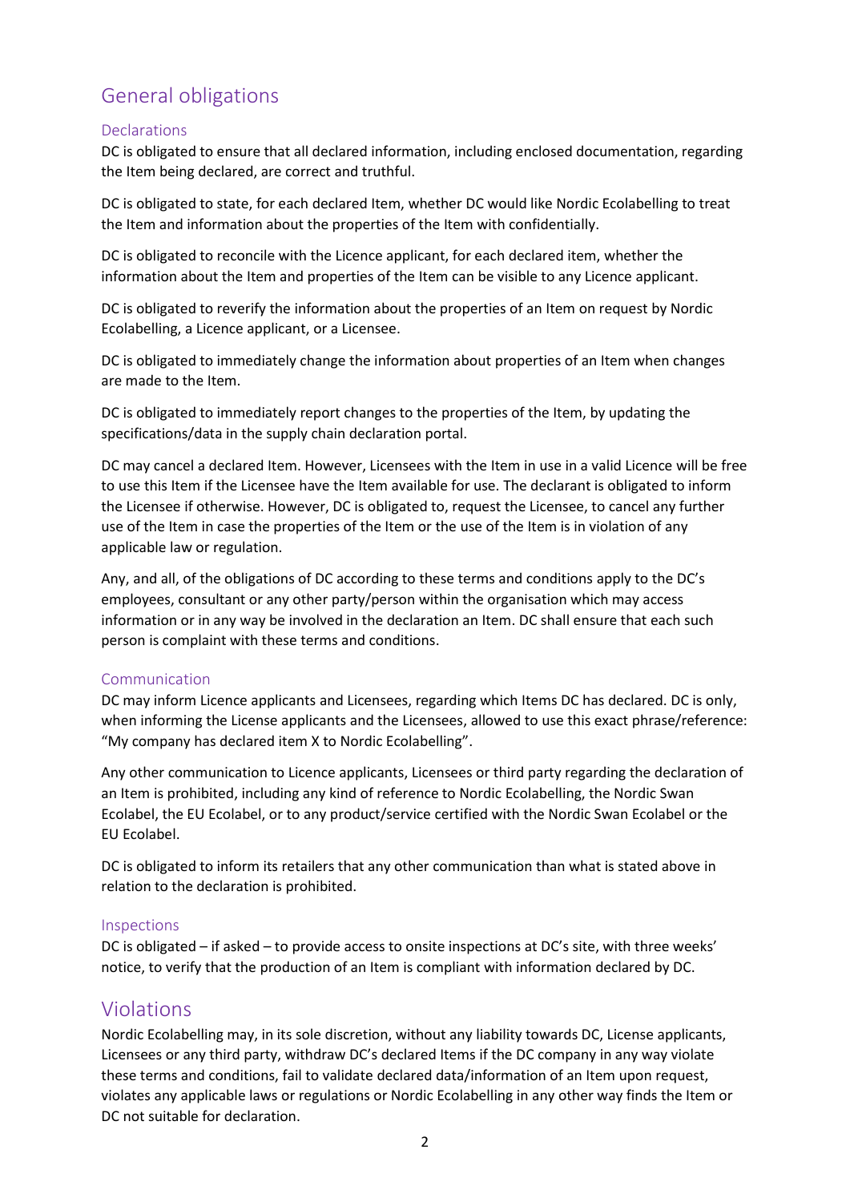## General obligations

### Declarations

DC is obligated to ensure that all declared information, including enclosed documentation, regarding the Item being declared, are correct and truthful.

DC is obligated to state, for each declared Item, whether DC would like Nordic Ecolabelling to treat the Item and information about the properties of the Item with confidentially.

DC is obligated to reconcile with the Licence applicant, for each declared item, whether the information about the Item and properties of the Item can be visible to any Licence applicant.

DC is obligated to reverify the information about the properties of an Item on request by Nordic Ecolabelling, a Licence applicant, or a Licensee.

DC is obligated to immediately change the information about properties of an Item when changes are made to the Item.

DC is obligated to immediately report changes to the properties of the Item, by updating the specifications/data in the supply chain declaration portal.

DC may cancel a declared Item. However, Licensees with the Item in use in a valid Licence will be free to use this Item if the Licensee have the Item available for use. The declarant is obligated to inform the Licensee if otherwise. However, DC is obligated to, request the Licensee, to cancel any further use of the Item in case the properties of the Item or the use of the Item is in violation of any applicable law or regulation.

Any, and all, of the obligations of DC according to these terms and conditions apply to the DC's employees, consultant or any other party/person within the organisation which may access information or in any way be involved in the declaration an Item. DC shall ensure that each such person is complaint with these terms and conditions.

### Communication

DC may inform Licence applicants and Licensees, regarding which Items DC has declared. DC is only, when informing the License applicants and the Licensees, allowed to use this exact phrase/reference: "My company has declared item X to Nordic Ecolabelling".

Any other communication to Licence applicants, Licensees or third party regarding the declaration of an Item is prohibited, including any kind of reference to Nordic Ecolabelling, the Nordic Swan Ecolabel, the EU Ecolabel, or to any product/service certified with the Nordic Swan Ecolabel or the EU Ecolabel.

DC is obligated to inform its retailers that any other communication than what is stated above in relation to the declaration is prohibited.

### Inspections

DC is obligated – if asked – to provide access to onsite inspections at DC's site, with three weeks' notice, to verify that the production of an Item is compliant with information declared by DC.

## Violations

Nordic Ecolabelling may, in its sole discretion, without any liability towards DC, License applicants, Licensees or any third party, withdraw DC's declared Items if the DC company in any way violate these terms and conditions, fail to validate declared data/information of an Item upon request, violates any applicable laws or regulations or Nordic Ecolabelling in any other way finds the Item or DC not suitable for declaration.